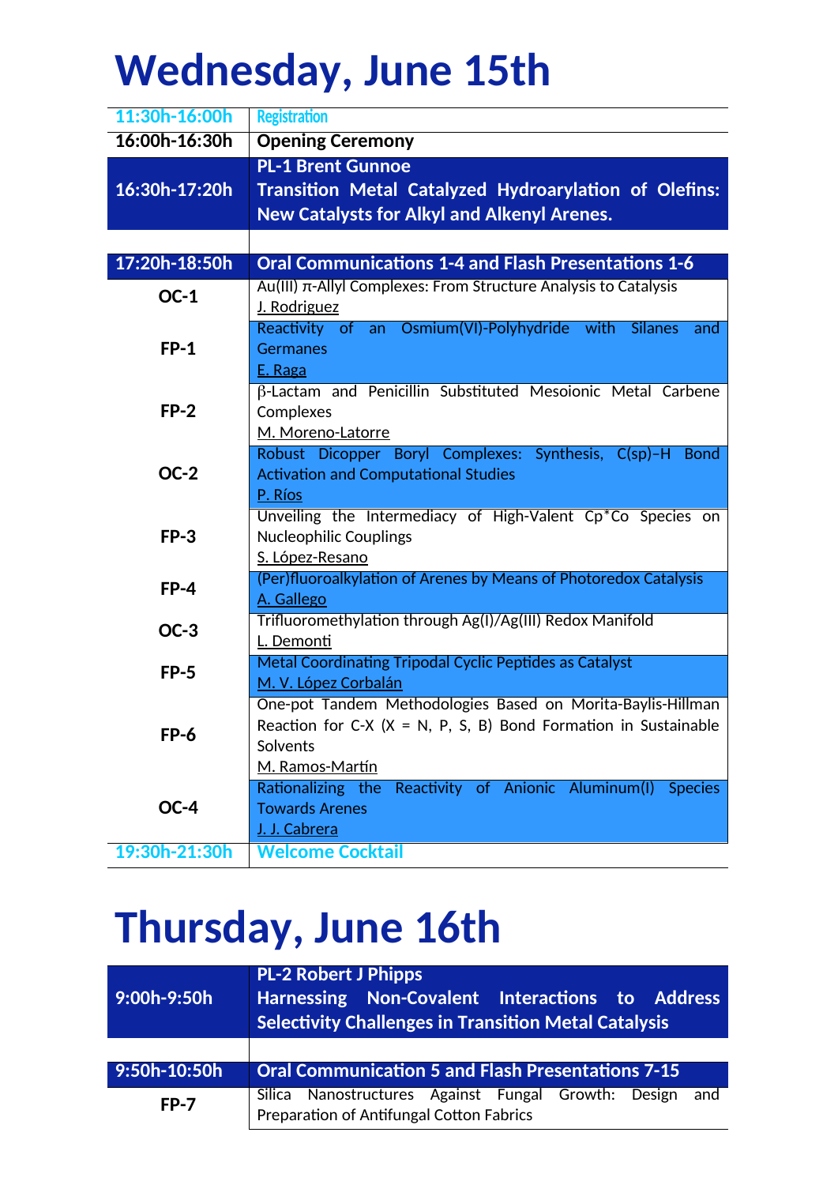# Wednesday, June 15th

| | |
|---|---|
| 11:30h-16:00h | Registration |
| 16:00h-16:30h | **Opening Ceremony** |
| 16:30h-17:20h | **PL-1 Brent Gunnoe** **Transition Metal Catalyzed Hydroarylation of Olefins: New Catalysts for Alkyl and Alkenyl Arenes.** |
| | |
| **17:20h-18:50h** | **Oral Communications 1-4 and Flash Presentations 1-6** |
| **OC-1** | Au(III) $\pi$-Allyl Complexes: From Structure Analysis to Catalysis<br>J. Rodriguez |
| **FP-1** | Reactivity of an Osmium(VI)-Polyhydride with Silanes and Germanes<br>E. Raga |
| **FP-2** | β-Lactam and Penicillin Substituted Mesoionic Metal Carbene Complexes<br>M. Moreno-Latorre |
| **OC-2** | Robust Dicopper Boryl Complexes: Synthesis, C(sp)–H Bond Activation and Computational Studies<br>P. Ríos |
| **FP-3** | Unveiling the Intermediacy of High-Valent Cp*Co Species on Nucleophilic Couplings<br>S. López-Resano |
| **FP-4** | (Per)fluoroalkylation of Arenes by Means of Photoredox Catalysis<br>A. Gallego |
| **OC-3** | Trifluoromethylation through Ag(I)/Ag(III) Redox Manifold<br>L. Demonti |
| **FP-5** | Metal Coordinating Tripodal Cyclic Peptides as Catalyst<br>M. V. López Corbalán |
| **FP-6** | One-pot Tandem Methodologies Based on Morita-Baylis-Hillman Reaction for C-X (X = N, P, S, B) Bond Formation in Sustainable Solvents<br>M. Ramos-Martín |
| **OC-4** | Rationalizing the Reactivity of Anionic Aluminum(I) Species Towards Arenes<br>J. J. Cabrera |
| **19:30h-21:30h** | **Welcome Cocktail** |

# Thursday, June 16th

| | |
|---|---|
| **9:00h-9:50h** | **PL-2 Robert J Phipps** **Harnessing Non-Covalent Interactions to Address Selectivity Challenges in Transition Metal Catalysis** |
| | |
| **9:50h-10:50h** | **Oral Communication 5 and Flash Presentations 7-15** |
| **FP-7** | Silica Nanostructures Against Fungal Growth: Design and Preparation of Antifungal Cotton Fabrics |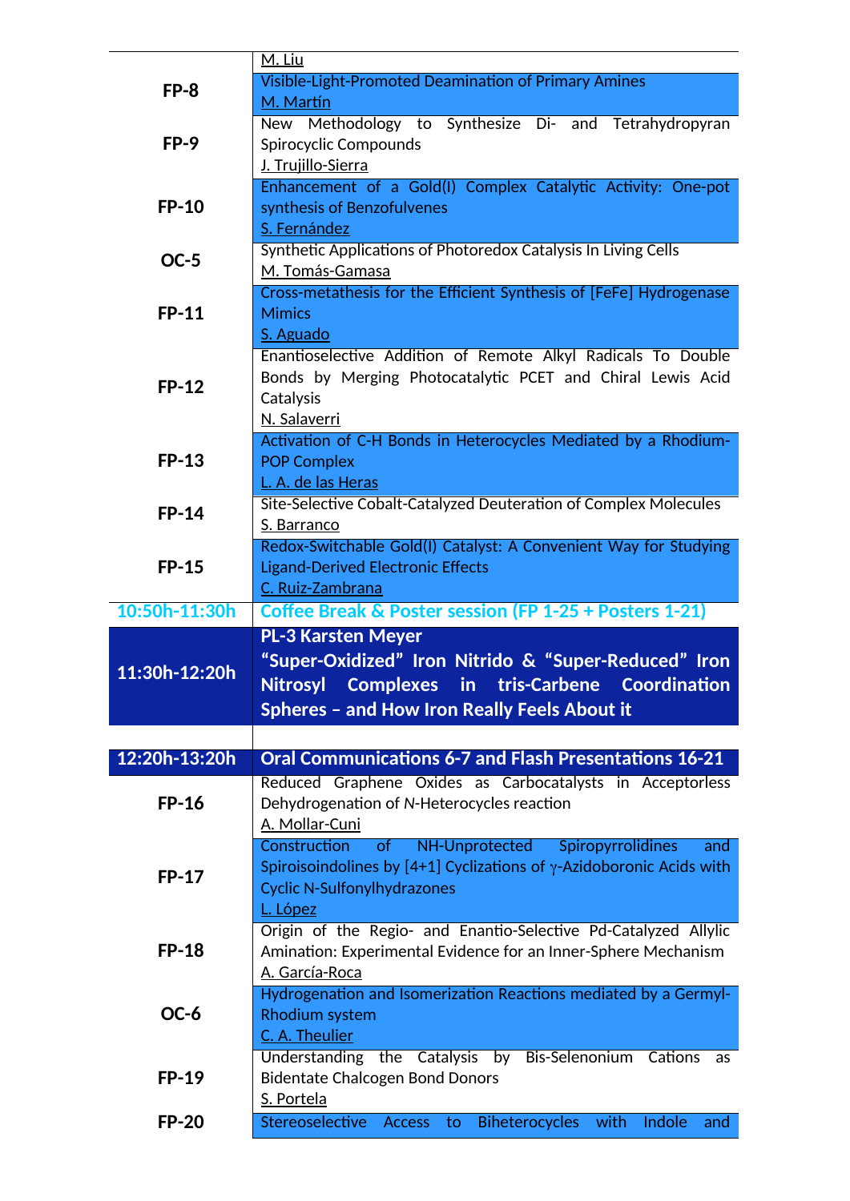| | |
|---|---|
| | M. Liu |
| **FP-8** | Visible-Light-Promoted Deamination of Primary Amines<br>M. Martín |
| **FP-9** | New Methodology to Synthesize Di- and Tetrahydropyran Spirocyclic Compounds<br>J. Trujillo-Sierra |
| **FP-10** | Enhancement of a Gold(I) Complex Catalytic Activity: One-pot synthesis of Benzofulvenes<br>S. Fernández |
| **OC-5** | Synthetic Applications of Photoredox Catalysis In Living Cells<br>M. Tomás-Gamasa |
| **FP-11** | Cross-metathesis for the Efficient Synthesis of [FeFe] Hydrogenase Mimics<br>S. Aguado |
| **FP-12** | Enantioselective Addition of Remote Alkyl Radicals To Double Bonds by Merging Photocatalytic PCET and Chiral Lewis Acid Catalysis<br>N. Salaverri |
| **FP-13** | Activation of C-H Bonds in Heterocycles Mediated by a Rhodium-POP Complex<br>L. A. de las Heras |
| **FP-14** | Site-Selective Cobalt-Catalyzed Deuteration of Complex Molecules<br>S. Barranco |
| **FP-15** | Redox-Switchable Gold(I) Catalyst: A Convenient Way for Studying Ligand-Derived Electronic Effects<br>C. Ruiz-Zambrana |
| **10:50h-11:30h** | **Coffee Break & Poster session (FP 1-25 + Posters 1-21)** |
| **11:30h-12:20h** | **PL-3 Karsten Meyer**<br>**"Super-Oxidized" Iron Nitrido & "Super-Reduced" Iron Nitrosyl Complexes in tris-Carbene Coordination Spheres – and How Iron Really Feels About it** |
| | |
| **12:20h-13:20h** | **Oral Communications 6-7 and Flash Presentations 16-21** |
| **FP-16** | Reduced Graphene Oxides as Carbocatalysts in Acceptorless Dehydrogenation of *N*-Heterocycles reaction<br>A. Mollar-Cuni |
| **FP-17** | Construction of NH-Unprotected Spiropyrrolidines and Spiroisoindolines by [4+1] Cyclizations of $\gamma$-Azidoboronic Acids with Cyclic N-Sulfonylhydrazones<br>L. López |
| **FP-18** | Origin of the Regio- and Enantio-Selective Pd-Catalyzed Allylic Amination: Experimental Evidence for an Inner-Sphere Mechanism<br>A. García-Roca |
| **OC-6** | Hydrogenation and Isomerization Reactions mediated by a Germyl-Rhodium system<br>C. A. Theulier |
| **FP-19** | Understanding the Catalysis by Bis-Selenonium Cations as Bidentate Chalcogen Bond Donors<br>S. Portela |
| **FP-20** | Stereoselective Access to Biheterocycles with Indole and |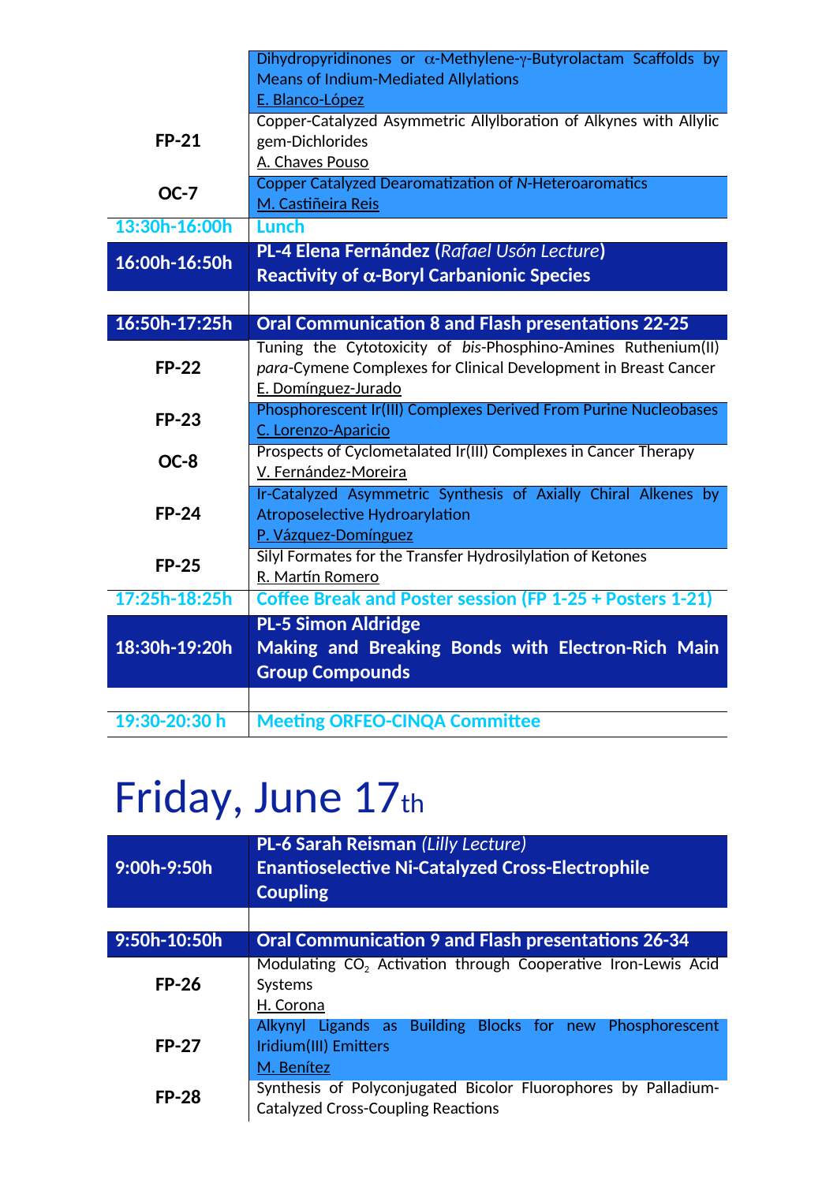| | |
|---|---|
| | Dihydropyridinones or α-Methylene-γ-Butyrolactam Scaffolds by Means of Indium-Mediated Allylations<br>E. Blanco-López |
| **FP-21** | Copper-Catalyzed Asymmetric Allylboration of Alkynes with Allylic gem-Dichlorides<br>A. Chaves Pouso |
| **OC-7** | Copper Catalyzed Dearomatization of *N*-Heteroaromatics<br>M. Castiñeira Reis |
| **13:30h-16:00h** | **Lunch** |
| **16:00h-16:50h** | **PL-4 Elena Fernández (*Rafael Usón Lecture*)**<br>**Reactivity of α-Boryl Carbanionic Species** |
| | |
| **16:50h-17:25h** | **Oral Communication 8 and Flash presentations 22-25** |
| **FP-22** | Tuning the Cytotoxicity of *bis*-Phosphino-Amines Ruthenium(II) *para*-Cymene Complexes for Clinical Development in Breast Cancer<br>E. Domínguez-Jurado |
| **FP-23** | Phosphorescent Ir(III) Complexes Derived From Purine Nucleobases<br>C. Lorenzo-Aparicio |
| **OC-8** | Prospects of Cyclometalated Ir(III) Complexes in Cancer Therapy<br>V. Fernández-Moreira |
| **FP-24** | Ir-Catalyzed Asymmetric Synthesis of Axially Chiral Alkenes by Atroposelective Hydroarylation<br>P. Vázquez-Domínguez |
| **FP-25** | Silyl Formates for the Transfer Hydrosilylation of Ketones<br>R. Martín Romero |
| **17:25h-18:25h** | **Coffee Break and Poster session (FP 1-25 + Posters 1-21)** |
| **18:30h-19:20h** | **PL-5 Simon Aldridge**<br>**Making and Breaking Bonds with Electron-Rich Main Group Compounds** |
| | |
| **19:30-20:30 h** | **Meeting ORFEO-CINQA Committee** |

# Friday, June 17th

| | |
|---|---|
| **9:00h-9:50h** | **PL-6 Sarah Reisman** *(Lilly Lecture)*<br>**Enantioselective Ni-Catalyzed Cross-Electrophile Coupling** |
| | |
| **9:50h-10:50h** | **Oral Communication 9 and Flash presentations 26-34** |
| **FP-26** | Modulating $CO_2$ Activation through Cooperative Iron-Lewis Acid Systems<br>H. Corona |
| **FP-27** | Alkynyl Ligands as Building Blocks for new Phosphorescent Iridium(III) Emitters<br>M. Benítez |
| **FP-28** | Synthesis of Polyconjugated Bicolor Fluorophores by Palladium-Catalyzed Cross-Coupling Reactions |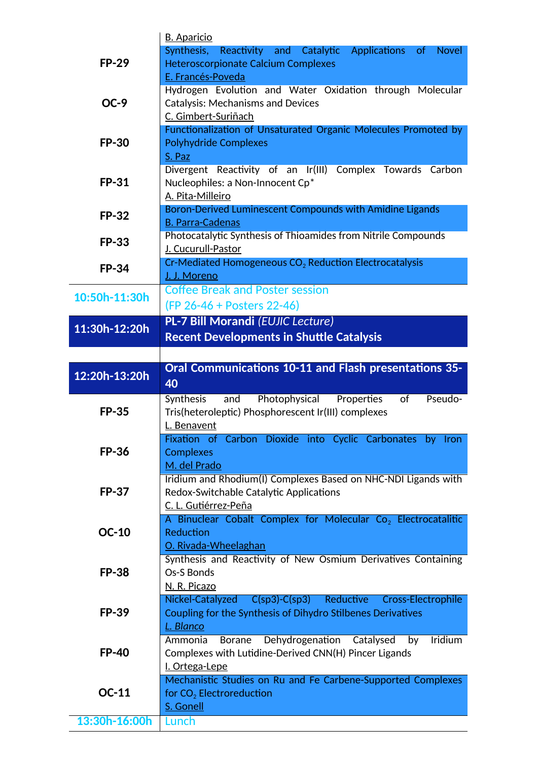| | |
|---|---|
| | B. Aparicio |
| **FP-29** | Synthesis, Reactivity and Catalytic Applications of Novel Heteroscorpionate Calcium Complexes<br>E. Francés-Poveda |
| **OC-9** | Hydrogen Evolution and Water Oxidation through Molecular Catalysis: Mechanisms and Devices<br>C. Gimbert-Suriñach |
| **FP-30** | Functionalization of Unsaturated Organic Molecules Promoted by Polyhydride Complexes<br>S. Paz |
| **FP-31** | Divergent Reactivity of an Ir(III) Complex Towards Carbon Nucleophiles: a Non-Innocent Cp* <br>A. Pita-Milleiro |
| **FP-32** | Boron-Derived Luminescent Compounds with Amidine Ligands<br>B. Parra-Cadenas |
| **FP-33** | Photocatalytic Synthesis of Thioamides from Nitrile Compounds<br>J. Cucurull-Pastor |
| **FP-34** | Cr-Mediated Homogeneous $CO_2$ Reduction Electrocatalysis<br>J. J. Moreno |
| 10:50h-11:30h | Coffee Break and Poster session<br>(FP 26-46 + Posters 22-46) |
| **11:30h-12:20h** | **PL-7 Bill Morandi** *(EUJIC Lecture)*<br>**Recent Developments in Shuttle Catalysis** |
| | |
| **12:20h-13:20h** | **Oral Communications 10-11 and Flash presentations 35-40** |
| **FP-35** | Synthesis and Photophysical Properties of Pseudo-Tris(heteroleptic) Phosphorescent Ir(III) complexes<br>L. Benavent |
| **FP-36** | Fixation of Carbon Dioxide into Cyclic Carbonates by Iron Complexes<br>M. del Prado |
| **FP-37** | Iridium and Rhodium(I) Complexes Based on NHC-NDI Ligands with Redox-Switchable Catalytic Applications<br>C. L. Gutiérrez-Peña |
| **OC-10** | A Binuclear Cobalt Complex for Molecular $Co_2$ Electrocatalitic Reduction<br>O. Rivada-Wheelaghan |
| **FP-38** | Synthesis and Reactivity of New Osmium Derivatives Containing Os-S Bonds<br>N. R. Picazo |
| **FP-39** | Nickel-Catalyzed C(sp3)-C(sp3) Reductive Cross-Electrophile Coupling for the Synthesis of Dihydro Stilbenes Derivatives<br>*L. Blanco* |
| **FP-40** | Ammonia Borane Dehydrogenation Catalysed by Iridium Complexes with Lutidine-Derived CNN(H) Pincer Ligands<br>I. Ortega-Lepe |
| **OC-11** | Mechanistic Studies on Ru and Fe Carbene-Supported Complexes for $CO_2$ Electroreduction<br>S. Gonell |
| 13:30h-16:00h | Lunch |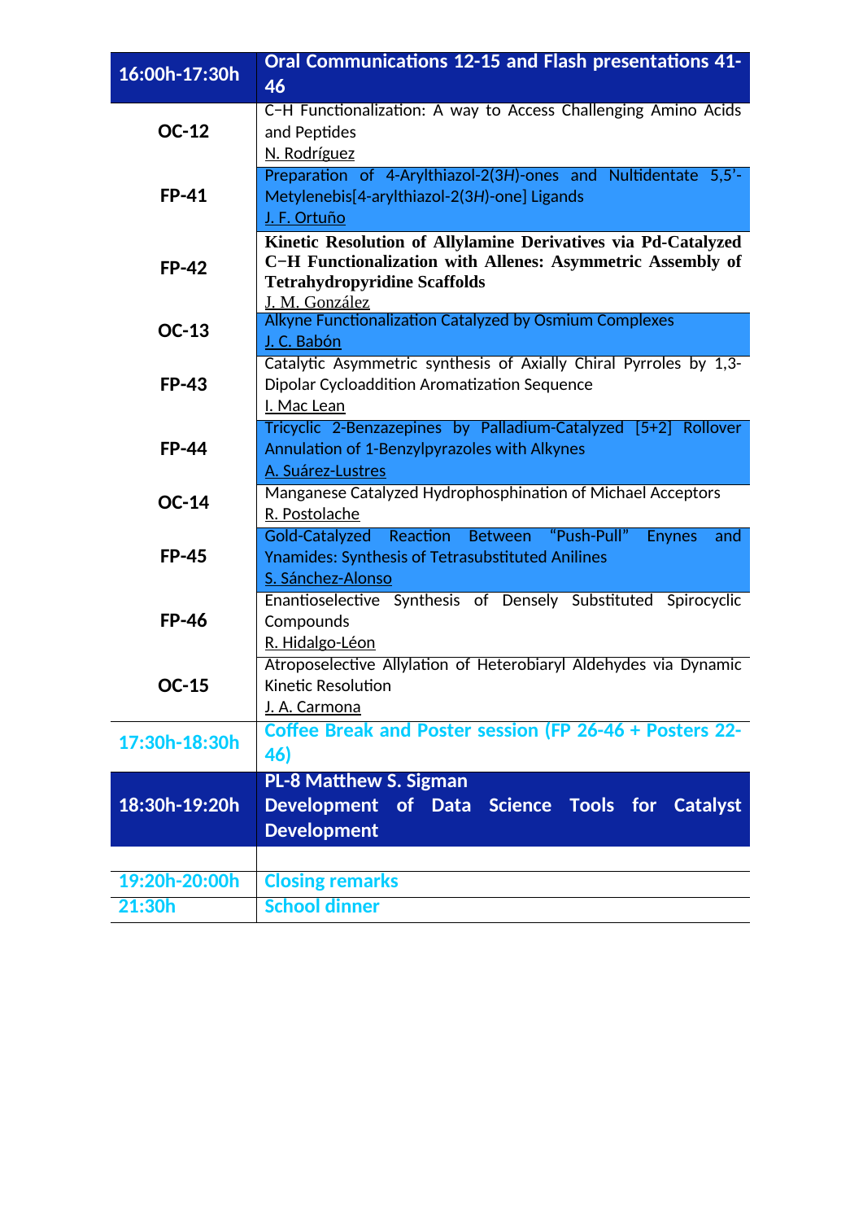| | |
|---|---|
| **16:00h-17:30h** | **Oral Communications 12-15 and Flash presentations 41-46** |
| **OC-12** | C−H Functionalization: A way to Access Challenging Amino Acids and Peptides<br>N. Rodríguez |
| **FP-41** | Preparation of 4-Arylthiazol-2(3*H*)-ones and Nultidentate 5,5'-Metylenebis[4-arylthiazol-2(3*H*)-one] Ligands<br>J. F. Ortuño |
| **FP-42** | **Kinetic Resolution of Allylamine Derivatives via Pd-Catalyzed C−H Functionalization with Allenes: Asymmetric Assembly of Tetrahydropyridine Scaffolds**<br>J. M. González |
| **OC-13** | Alkyne Functionalization Catalyzed by Osmium Complexes<br>J. C. Babón |
| **FP-43** | Catalytic Asymmetric synthesis of Axially Chiral Pyrroles by 1,3-Dipolar Cycloaddition Aromatization Sequence<br>I. Mac Lean |
| **FP-44** | Tricyclic 2-Benzazepines by Palladium-Catalyzed [5+2] Rollover Annulation of 1-Benzylpyrazoles with Alkynes<br>A. Suárez-Lustres |
| **OC-14** | Manganese Catalyzed Hydrophosphination of Michael Acceptors<br>R. Postolache |
| **FP-45** | Gold-Catalyzed Reaction Between "Push-Pull" Enynes and Ynamides: Synthesis of Tetrasubstituted Anilines<br>S. Sánchez-Alonso |
| **FP-46** | Enantioselective Synthesis of Densely Substituted Spirocyclic Compounds<br>R. Hidalgo-Léon |
| **OC-15** | Atroposelective Allylation of Heterobiaryl Aldehydes via Dynamic Kinetic Resolution<br>J. A. Carmona |
| **17:30h-18:30h** | **Coffee Break and Poster session (FP 26-46 + Posters 22-46)** |
| **18:30h-19:20h** | **PL-8 Matthew S. Sigman<br>Development of Data Science Tools for Catalyst Development** |
| | |
| **19:20h-20:00h** | **Closing remarks** |
| **21:30h** | **School dinner** |